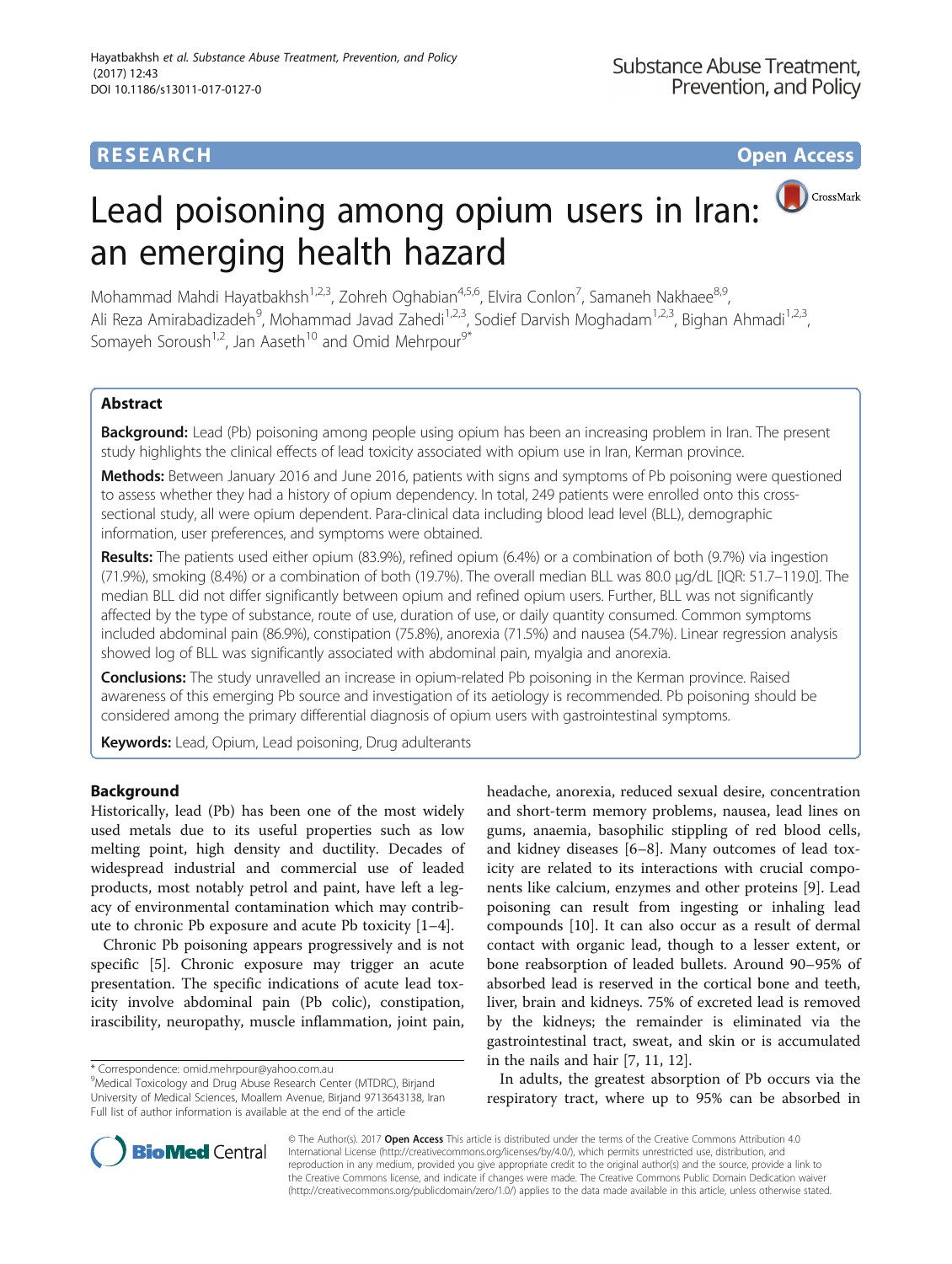**RESEARCH** **Open Access**

# Lead poisoning among opium users in Iran: an emerging health hazard

Mohammad Mahdi Hayatbakhsh[1,2,3], Zohreh Oghabian[4,5,6], Elvira Conlon[7], Samaneh Nakhaee[8,9], Ali Reza Amirabadizadeh[9], Mohammad Javad Zahedi[1,2,3], Sodief Darvish Moghadam[1,2,3], Bighan Ahmadi[1,2,3], Somayeh Soroush[1,2], Jan Aaseth[10] and Omid Mehrpour[9*]

## Abstract

**Background:** Lead (Pb) poisoning among people using opium has been an increasing problem in Iran. The present study highlights the clinical effects of lead toxicity associated with opium use in Iran, Kerman province.

**Methods:** Between January 2016 and June 2016, patients with signs and symptoms of Pb poisoning were questioned to assess whether they had a history of opium dependency. In total, 249 patients were enrolled onto this cross-sectional study, all were opium dependent. Para-clinical data including blood lead level (BLL), demographic information, user preferences, and symptoms were obtained.

**Results:** The patients used either opium (83.9%), refined opium (6.4%) or a combination of both (9.7%) via ingestion (71.9%), smoking (8.4%) or a combination of both (19.7%). The overall median BLL was 80.0 μg/dL [IQR: 51.7–119.0]. The median BLL did not differ significantly between opium and refined opium users. Further, BLL was not significantly affected by the type of substance, route of use, duration of use, or daily quantity consumed. Common symptoms included abdominal pain (86.9%), constipation (75.8%), anorexia (71.5%) and nausea (54.7%). Linear regression analysis showed log of BLL was significantly associated with abdominal pain, myalgia and anorexia.

**Conclusions:** The study unravelled an increase in opium-related Pb poisoning in the Kerman province. Raised awareness of this emerging Pb source and investigation of its aetiology is recommended. Pb poisoning should be considered among the primary differential diagnosis of opium users with gastrointestinal symptoms.

**Keywords:** Lead, Opium, Lead poisoning, Drug adulterants

## Background

Historically, lead (Pb) has been one of the most widely used metals due to its useful properties such as low melting point, high density and ductility. Decades of widespread industrial and commercial use of leaded products, most notably petrol and paint, have left a legacy of environmental contamination which may contribute to chronic Pb exposure and acute Pb toxicity [1–4].

Chronic Pb poisoning appears progressively and is not specific [5]. Chronic exposure may trigger an acute presentation. The specific indications of acute lead toxicity involve abdominal pain (Pb colic), constipation, irascibility, neuropathy, muscle inflammation, joint pain, headache, anorexia, reduced sexual desire, concentration and short-term memory problems, nausea, lead lines on gums, anaemia, basophilic stippling of red blood cells, and kidney diseases [6–8]. Many outcomes of lead toxicity are related to its interactions with crucial components like calcium, enzymes and other proteins [9]. Lead poisoning can result from ingesting or inhaling lead compounds [10]. It can also occur as a result of dermal contact with organic lead, though to a lesser extent, or bone reabsorption of leaded bullets. Around 90–95% of absorbed lead is reserved in the cortical bone and teeth, liver, brain and kidneys. 75% of excreted lead is removed by the kidneys; the remainder is eliminated via the gastrointestinal tract, sweat, and skin or is accumulated in the nails and hair [7, 11, 12].

In adults, the greatest absorption of Pb occurs via the respiratory tract, where up to 95% can be absorbed in

\* Correspondence: omid.mehrpour@yahoo.com.au
[9]Medical Toxicology and Drug Abuse Research Center (MTDRC), Birjand University of Medical Sciences, Moallem Avenue, Birjand 9713643138, Iran
Full list of author information is available at the end of the article

© The Author(s). 2017 **Open Access** This article is distributed under the terms of the Creative Commons Attribution 4.0 International License (http://creativecommons.org/licenses/by/4.0/), which permits unrestricted use, distribution, and reproduction in any medium, provided you give appropriate credit to the original author(s) and the source, provide a link to the Creative Commons license, and indicate if changes were made. The Creative Commons Public Domain Dedication waiver (http://creativecommons.org/publicdomain/zero/1.0/) applies to the data made available in this article, unless otherwise stated.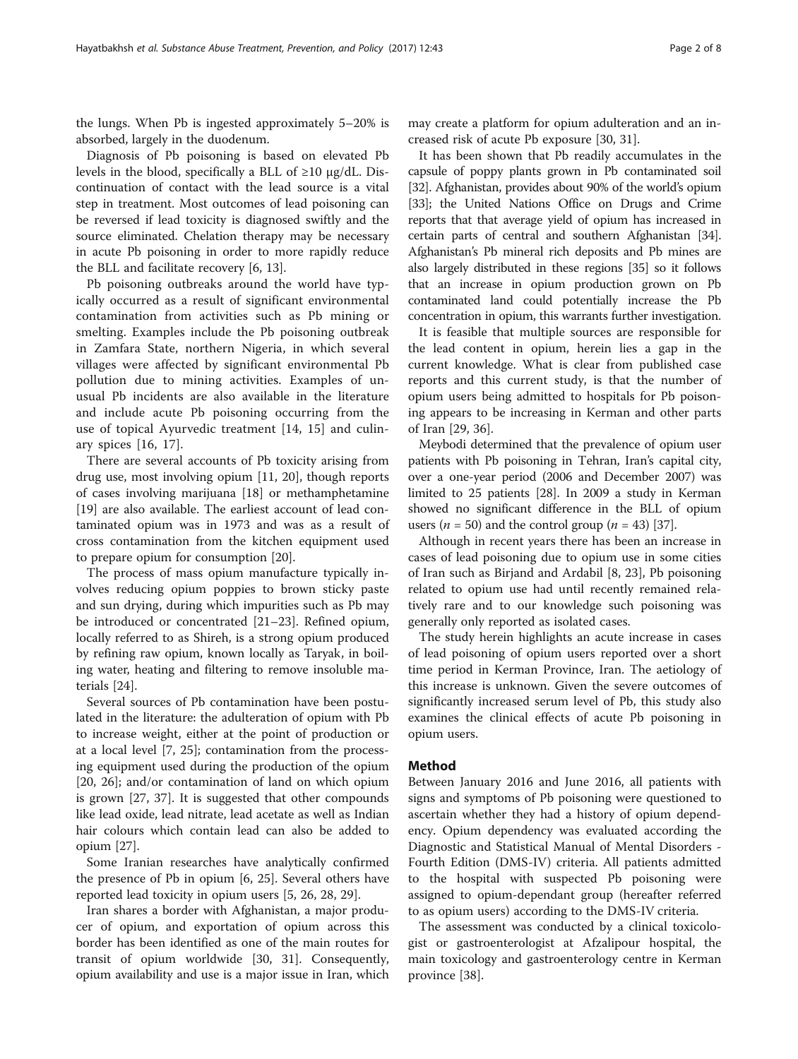the lungs. When Pb is ingested approximately 5–20% is absorbed, largely in the duodenum.

Diagnosis of Pb poisoning is based on elevated Pb levels in the blood, specifically a BLL of ≥10 μg/dL. Discontinuation of contact with the lead source is a vital step in treatment. Most outcomes of lead poisoning can be reversed if lead toxicity is diagnosed swiftly and the source eliminated. Chelation therapy may be necessary in acute Pb poisoning in order to more rapidly reduce the BLL and facilitate recovery [6, 13].

Pb poisoning outbreaks around the world have typically occurred as a result of significant environmental contamination from activities such as Pb mining or smelting. Examples include the Pb poisoning outbreak in Zamfara State, northern Nigeria, in which several villages were affected by significant environmental Pb pollution due to mining activities. Examples of unusual Pb incidents are also available in the literature and include acute Pb poisoning occurring from the use of topical Ayurvedic treatment [14, 15] and culinary spices [16, 17].

There are several accounts of Pb toxicity arising from drug use, most involving opium [11, 20], though reports of cases involving marijuana [18] or methamphetamine [19] are also available. The earliest account of lead contaminated opium was in 1973 and was as a result of cross contamination from the kitchen equipment used to prepare opium for consumption [20].

The process of mass opium manufacture typically involves reducing opium poppies to brown sticky paste and sun drying, during which impurities such as Pb may be introduced or concentrated [21–23]. Refined opium, locally referred to as Shireh, is a strong opium produced by refining raw opium, known locally as Taryak, in boiling water, heating and filtering to remove insoluble materials [24].

Several sources of Pb contamination have been postulated in the literature: the adulteration of opium with Pb to increase weight, either at the point of production or at a local level [7, 25]; contamination from the processing equipment used during the production of the opium [20, 26]; and/or contamination of land on which opium is grown [27, 37]. It is suggested that other compounds like lead oxide, lead nitrate, lead acetate as well as Indian hair colours which contain lead can also be added to opium [27].

Some Iranian researches have analytically confirmed the presence of Pb in opium [6, 25]. Several others have reported lead toxicity in opium users [5, 26, 28, 29].

Iran shares a border with Afghanistan, a major producer of opium, and exportation of opium across this border has been identified as one of the main routes for transit of opium worldwide [30, 31]. Consequently, opium availability and use is a major issue in Iran, which may create a platform for opium adulteration and an increased risk of acute Pb exposure [30, 31].

It has been shown that Pb readily accumulates in the capsule of poppy plants grown in Pb contaminated soil [32]. Afghanistan, provides about 90% of the world's opium [33]; the United Nations Office on Drugs and Crime reports that that average yield of opium has increased in certain parts of central and southern Afghanistan [34]. Afghanistan's Pb mineral rich deposits and Pb mines are also largely distributed in these regions [35] so it follows that an increase in opium production grown on Pb contaminated land could potentially increase the Pb concentration in opium, this warrants further investigation.

It is feasible that multiple sources are responsible for the lead content in opium, herein lies a gap in the current knowledge. What is clear from published case reports and this current study, is that the number of opium users being admitted to hospitals for Pb poisoning appears to be increasing in Kerman and other parts of Iran [29, 36].

Meybodi determined that the prevalence of opium user patients with Pb poisoning in Tehran, Iran's capital city, over a one-year period (2006 and December 2007) was limited to 25 patients [28]. In 2009 a study in Kerman showed no significant difference in the BLL of opium users ($n = 50$) and the control group ($n = 43$) [37].

Although in recent years there has been an increase in cases of lead poisoning due to opium use in some cities of Iran such as Birjand and Ardabil [8, 23], Pb poisoning related to opium use had until recently remained relatively rare and to our knowledge such poisoning was generally only reported as isolated cases.

The study herein highlights an acute increase in cases of lead poisoning of opium users reported over a short time period in Kerman Province, Iran. The aetiology of this increase is unknown. Given the severe outcomes of significantly increased serum level of Pb, this study also examines the clinical effects of acute Pb poisoning in opium users.

## Method

Between January 2016 and June 2016, all patients with signs and symptoms of Pb poisoning were questioned to ascertain whether they had a history of opium dependency. Opium dependency was evaluated according the Diagnostic and Statistical Manual of Mental Disorders - Fourth Edition (DMS-IV) criteria. All patients admitted to the hospital with suspected Pb poisoning were assigned to opium-dependant group (hereafter referred to as opium users) according to the DMS-IV criteria.

The assessment was conducted by a clinical toxicologist or gastroenterologist at Afzalipour hospital, the main toxicology and gastroenterology centre in Kerman province [38].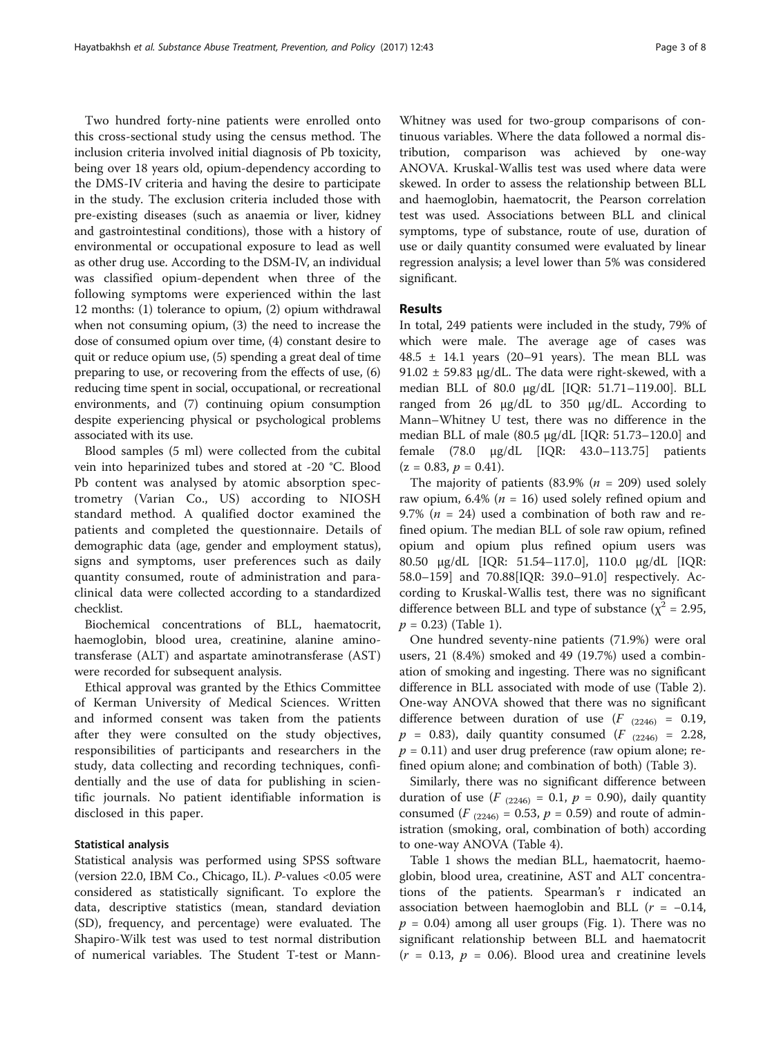Two hundred forty-nine patients were enrolled onto this cross-sectional study using the census method. The inclusion criteria involved initial diagnosis of Pb toxicity, being over 18 years old, opium-dependency according to the DMS-IV criteria and having the desire to participate in the study. The exclusion criteria included those with pre-existing diseases (such as anaemia or liver, kidney and gastrointestinal conditions), those with a history of environmental or occupational exposure to lead as well as other drug use. According to the DSM-IV, an individual was classified opium-dependent when three of the following symptoms were experienced within the last 12 months: (1) tolerance to opium, (2) opium withdrawal when not consuming opium, (3) the need to increase the dose of consumed opium over time, (4) constant desire to quit or reduce opium use, (5) spending a great deal of time preparing to use, or recovering from the effects of use, (6) reducing time spent in social, occupational, or recreational environments, and (7) continuing opium consumption despite experiencing physical or psychological problems associated with its use.

Blood samples (5 ml) were collected from the cubital vein into heparinized tubes and stored at -20 °C. Blood Pb content was analysed by atomic absorption spectrometry (Varian Co., US) according to NIOSH standard method. A qualified doctor examined the patients and completed the questionnaire. Details of demographic data (age, gender and employment status), signs and symptoms, user preferences such as daily quantity consumed, route of administration and paraclinical data were collected according to a standardized checklist.

Biochemical concentrations of BLL, haematocrit, haemoglobin, blood urea, creatinine, alanine aminotransferase (ALT) and aspartate aminotransferase (AST) were recorded for subsequent analysis.

Ethical approval was granted by the Ethics Committee of Kerman University of Medical Sciences. Written and informed consent was taken from the patients after they were consulted on the study objectives, responsibilities of participants and researchers in the study, data collecting and recording techniques, confidentially and the use of data for publishing in scientific journals. No patient identifiable information is disclosed in this paper.

### Statistical analysis

Statistical analysis was performed using SPSS software (version 22.0, IBM Co., Chicago, IL). *P*-values <0.05 were considered as statistically significant. To explore the data, descriptive statistics (mean, standard deviation (SD), frequency, and percentage) were evaluated. The Shapiro-Wilk test was used to test normal distribution of numerical variables. The Student T-test or Mann-Whitney was used for two-group comparisons of continuous variables. Where the data followed a normal distribution, comparison was achieved by one-way ANOVA. Kruskal-Wallis test was used where data were skewed. In order to assess the relationship between BLL and haemoglobin, haematocrit, the Pearson correlation test was used. Associations between BLL and clinical symptoms, type of substance, route of use, duration of use or daily quantity consumed were evaluated by linear regression analysis; a level lower than 5% was considered significant.

## Results

In total, 249 patients were included in the study, 79% of which were male. The average age of cases was 48.5 ± 14.1 years (20–91 years). The mean BLL was 91.02 ± 59.83 μg/dL. The data were right-skewed, with a median BLL of 80.0 μg/dL [IQR: 51.71–119.00]. BLL ranged from 26 μg/dL to 350 μg/dL. According to Mann−Whitney U test, there was no difference in the median BLL of male (80.5 μg/dL [IQR: 51.73–120.0] and female (78.0 μg/dL [IQR: 43.0–113.75] patients ($z = 0.83$, $p = 0.41$).

The majority of patients (83.9% ($n = 209$) used solely raw opium, 6.4% ($n = 16$) used solely refined opium and 9.7% ($n = 24$) used a combination of both raw and refined opium. The median BLL of sole raw opium, refined opium and opium plus refined opium users was 80.50 μg/dL [IQR: 51.54–117.0], 110.0 μg/dL [IQR: 58.0–159] and 70.88[IQR: 39.0–91.0] respectively. According to Kruskal-Wallis test, there was no significant difference between BLL and type of substance ($\chi^2 = 2.95$, $p = 0.23$) (Table 1).

One hundred seventy-nine patients (71.9%) were oral users, 21 (8.4%) smoked and 49 (19.7%) used a combination of smoking and ingesting. There was no significant difference in BLL associated with mode of use (Table 2). One-way ANOVA showed that there was no significant difference between duration of use ($F_{(2246)} = 0.19$, $p = 0.83$), daily quantity consumed ($F_{(2246)} = 2.28$, $p = 0.11$) and user drug preference (raw opium alone; refined opium alone; and combination of both) (Table 3).

Similarly, there was no significant difference between duration of use ($F_{(2246)} = 0.1$, $p = 0.90$), daily quantity consumed ($F_{(2246)} = 0.53$, $p = 0.59$) and route of administration (smoking, oral, combination of both) according to one-way ANOVA (Table 4).

Table 1 shows the median BLL, haematocrit, haemoglobin, blood urea, creatinine, AST and ALT concentrations of the patients. Spearman's r indicated an association between haemoglobin and BLL ($r = -0.14$, $p = 0.04$) among all user groups (Fig. 1). There was no significant relationship between BLL and haematocrit ($r = 0.13$, $p = 0.06$). Blood urea and creatinine levels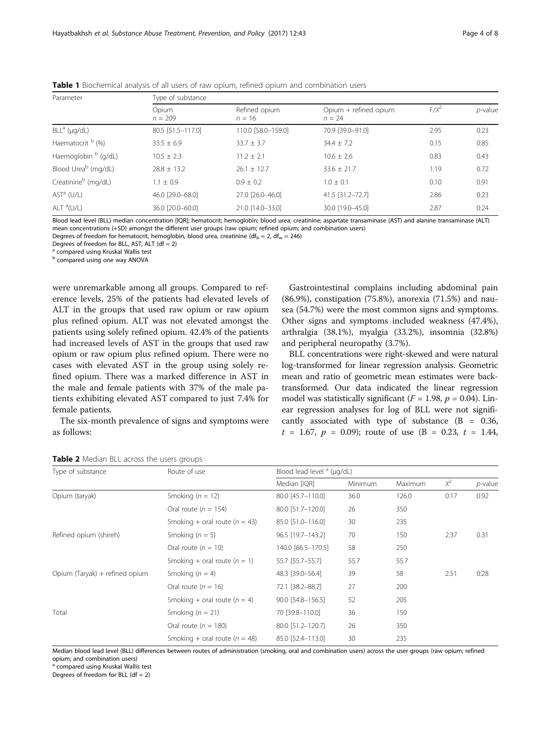**Table 1** Biochemical analysis of all users of raw opium, refined opium and combination users

| Parameter | Type of substance | | | | |
|---|---|---|---|---|---|
| | Opium $n = 209$ | Refined opium $n = 16$ | Opium + refined opium $n = 24$ | $F/X^2$ | *p*-value |
| BLL[a] (μg/dL) | 80.5 [51.5–117.0] | 110.0 [58.0–159.0] | 70.9 [39.0–91.0] | 2.95 | 0.23 |
| Haematocrit [b] (%) | 33.5 ± 6.9 | 33.7 ± 3.7 | 34.4 ± 7.2 | 0.15 | 0.85 |
| Haemoglobin [b] (g/dL) | 10.5 ± 2.3 | 11.2 ± 2.1 | 10.6 ± 2.6 | 0.83 | 0.43 |
| Blood Urea[b] (mg/dL) | 28.8 ± 13.2 | 26.1 ± 12.7 | 33.6 ± 21.7 | 1.19 | 0.72 |
| Creatinine[b] (mg/dL) | 1.1 ± 0.9 | 0.9 ± 0.2 | 1.0 ± 0.1 | 0.10 | 0.91 |
| AST[a] (U/L) | 46.0 [29.0–68.0] | 27.0 [26.0–46.0] | 41.5 [31.2–72.7] | 2.86 | 0.23 |
| ALT [a](U/L) | 36.0 [20.0–60.0] | 21.0 [14.0–33.0] | 30.0 [19.0–45.0] | 2.87 | 0.24 |

Blood lead level (BLL) median concentration [IQR]; hematocrit; hemoglobin; blood urea; creatinine; aspartate transaminase (AST) and alanine transaminase (ALT) mean concentrations (+SD) amongst the different user groups (raw opium; refined opium; and combination users)

Degrees of freedom for hematocrit, hemoglobin, blood urea, creatinine ($df_b = 2$, $df_w = 246$)

Degrees of freedom for BLL, AST, ALT (df = 2)

[a] compared using Kruskal Wallis test

[b] compared using one way ANOVA

were unremarkable among all groups. Compared to reference levels, 25% of the patients had elevated levels of ALT in the groups that used raw opium or raw opium plus refined opium. ALT was not elevated amongst the patients using solely refined opium. 42.4% of the patients had increased levels of AST in the groups that used raw opium or raw opium plus refined opium. There were no cases with elevated AST in the group using solely refined opium. There was a marked difference in AST in the male and female patients with 37% of the male patients exhibiting elevated AST compared to just 7.4% for female patients.

The six-month prevalence of signs and symptoms were as follows:

Gastrointestinal complains including abdominal pain (86.9%), constipation (75.8%), anorexia (71.5%) and nausea (54.7%) were the most common signs and symptoms. Other signs and symptoms included weakness (47.4%), arthralgia (38.1%), myalgia (33.2%), insomnia (32.8%) and peripheral neuropathy (3.7%).

BLL concentrations were right-skewed and were natural log-transformed for linear regression analysis. Geometric mean and ratio of geometric mean estimates were back-transformed. Our data indicated the linear regression model was statistically significant ($F = 1.98$, $p = 0.04$). Linear regression analyses for log of BLL were not significantly associated with type of substance ($B = 0.36$, $t = 1.67$, $p = 0.09$); route of use ($B = 0.23$, $t = 1.44$,

**Table 2** Median BLL across the users groups

| Type of substance | Route of use | Blood lead level [a] (μg/dL) | | | | |
|---|---|---|---|---|---|---|
| | | Median [IQR] | Minimum | Maximum | $X^2$ | *p*-value |
| Opium (taryak) | Smoking ($n = 12$) | 80.0 [45.7–110.0] | 36.0 | 126.0 | 0.17 | 0.92 |
| | Oral route ($n = 154$) | 80.0 [51.7–120.0] | 26 | 350 | | |
| | Smoking + oral route ($n = 43$) | 85.0 [51.0–116.0] | 30 | 235 | | |
| Refined opium (shireh) | Smoking ($n = 5$) | 96.5 [19.7–143.2] | 70 | 150 | 2.37 | 0.31 |
| | Oral route ($n = 10$) | 140.0 [66.5–170.5] | 58 | 250 | | |
| | Smoking + oral route ($n = 1$) | 55.7 [55.7–55.7] | 55.7 | 55.7 | | |
| Opium (Taryak) + refined opium | Smoking ($n = 4$) | 48.3 [39.0–56.4] | 39 | 58 | 2.51 | 0.28 |
| | Oral route ($n = 16$) | 72.1 [38.2–88.7] | 27 | 200 | | |
| | Smoking + oral route ($n = 4$) | 90.0 [54.8–156.5] | 52 | 205 | | |
| Total | Smoking ($n = 21$) | 70 [39.8–110.0] | 36 | 150 | | |
| | Oral route ($n = 180$) | 80.0 [51.2–120.7] | 26 | 350 | | |
| | Smoking + oral route ($n = 48$) | 85.0 [52.4–113.0] | 30 | 235 | | |

Median blood lead level (BLL) differences between routes of administration (smoking, oral and combination users) across the user groups (raw opium; refined opium; and combination users)

[a] compared using Kruskal Wallis test

Degrees of freedom for BLL (df = 2)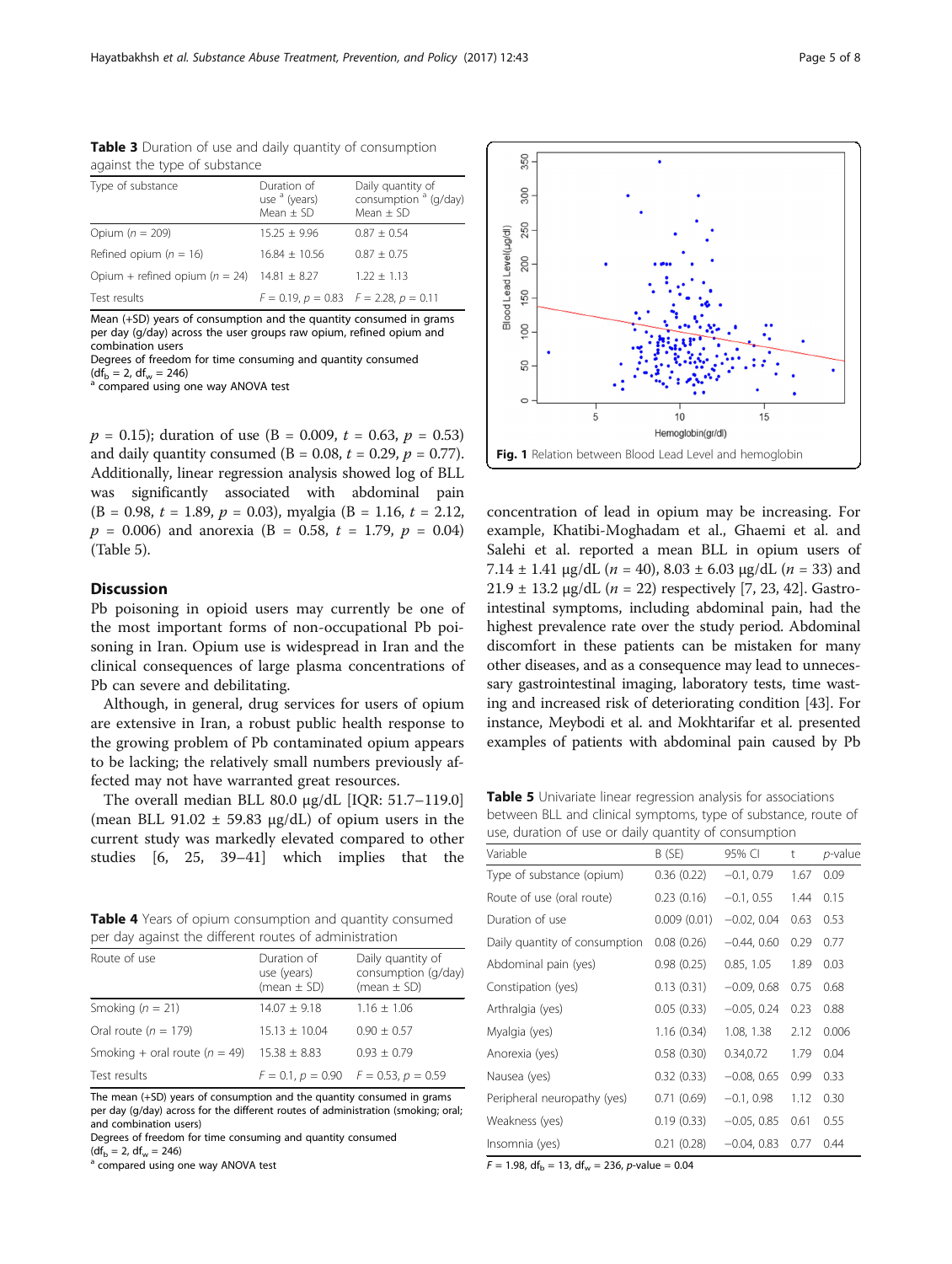**Table 3** Duration of use and daily quantity of consumption against the type of substance

| Type of substance | Duration of use [a] (years) Mean ± SD | Daily quantity of consumption [a] (g/day) Mean ± SD |
|---|---|---|
| Opium ($n$ = 209) | 15.25 ± 9.96 | 0.87 ± 0.54 |
| Refined opium ($n$ = 16) | 16.84 ± 10.56 | 0.87 ± 0.75 |
| Opium + refined opium ($n$ = 24) | 14.81 ± 8.27 | 1.22 ± 1.13 |
| Test results | $F$ = 0.19, $p$ = 0.83 | $F$ = 2.28, $p$ = 0.11 |

Mean (+SD) years of consumption and the quantity consumed in grams per day (g/day) across the user groups raw opium, refined opium and combination users

Degrees of freedom for time consuming and quantity consumed ($df_b$ = 2, $df_w$ = 246)

[a] compared using one way ANOVA test

$p$ = 0.15); duration of use (B = 0.009, $t$ = 0.63, $p$ = 0.53) and daily quantity consumed (B = 0.08, $t$ = 0.29, $p$ = 0.77). Additionally, linear regression analysis showed log of BLL was significantly associated with abdominal pain (B = 0.98, $t$ = 1.89, $p$ = 0.03), myalgia (B = 1.16, $t$ = 2.12, $p$ = 0.006) and anorexia (B = 0.58, $t$ = 1.79, $p$ = 0.04) (Table 5).

## Discussion

Pb poisoning in opioid users may currently be one of the most important forms of non-occupational Pb poisoning in Iran. Opium use is widespread in Iran and the clinical consequences of large plasma concentrations of Pb can severe and debilitating.

Although, in general, drug services for users of opium are extensive in Iran, a robust public health response to the growing problem of Pb contaminated opium appears to be lacking; the relatively small numbers previously affected may not have warranted great resources.

The overall median BLL 80.0 μg/dL [IQR: 51.7–119.0] (mean BLL 91.02 ± 59.83 μg/dL) of opium users in the current study was markedly elevated compared to other studies [6, 25, 39–41] which implies that the concentration of lead in opium may be increasing. For example, Khatibi-Moghadam et al., Ghaemi et al. and Salehi et al. reported a mean BLL in opium users of 7.14 ± 1.41 μg/dL ($n$ = 40), 8.03 ± 6.03 μg/dL ($n$ = 33) and 21.9 ± 13.2 μg/dL ($n$ = 22) respectively [7, 23, 42]. Gastrointestinal symptoms, including abdominal pain, had the highest prevalence rate over the study period. Abdominal discomfort in these patients can be mistaken for many other diseases, and as a consequence may lead to unnecessary gastrointestinal imaging, laboratory tests, time wasting and increased risk of deteriorating condition [43]. For instance, Meybodi et al. and Mokhtarifar et al. presented examples of patients with abdominal pain caused by Pb

**Fig. 1** Relation between Blood Lead Level and hemoglobin

**Table 4** Years of opium consumption and quantity consumed per day against the different routes of administration

| Route of use | Duration of use (years) (mean ± SD) | Daily quantity of consumption (g/day) (mean ± SD) |
|---|---|---|
| Smoking ($n$ = 21) | 14.07 ± 9.18 | 1.16 ± 1.06 |
| Oral route ($n$ = 179) | 15.13 ± 10.04 | 0.90 ± 0.57 |
| Smoking + oral route ($n$ = 49) | 15.38 ± 8.83 | 0.93 ± 0.79 |
| Test results | $F$ = 0.1, $p$ = 0.90 | $F$ = 0.53, $p$ = 0.59 |

The mean (+SD) years of consumption and the quantity consumed in grams per day (g/day) across the different routes of administration (smoking; oral; and combination users)

Degrees of freedom for time consuming and quantity consumed ($df_b$ = 2, $df_w$ = 246)

[a] compared using one way ANOVA test

**Table 5** Univariate linear regression analysis for associations between BLL and clinical symptoms, type of substance, route of use, duration of use or daily quantity of consumption

| Variable | B (SE) | 95% CI | t | $p$-value |
|---|---|---|---|---|
| Type of substance (opium) | 0.36 (0.22) | −0.1, 0.79 | 1.67 | 0.09 |
| Route of use (oral route) | 0.23 (0.16) | −0.1, 0.55 | 1.44 | 0.15 |
| Duration of use | 0.009 (0.01) | −0.02, 0.04 | 0.63 | 0.53 |
| Daily quantity of consumption | 0.08 (0.26) | −0.44, 0.60 | 0.29 | 0.77 |
| Abdominal pain (yes) | 0.98 (0.25) | 0.85, 1.05 | 1.89 | 0.03 |
| Constipation (yes) | 0.13 (0.31) | −0.09, 0.68 | 0.75 | 0.68 |
| Arthralgia (yes) | 0.05 (0.33) | −0.05, 0.24 | 0.23 | 0.88 |
| Myalgia (yes) | 1.16 (0.34) | 1.08, 1.38 | 2.12 | 0.006 |
| Anorexia (yes) | 0.58 (0.30) | 0.34,0.72 | 1.79 | 0.04 |
| Nausea (yes) | 0.32 (0.33) | −0.08, 0.65 | 0.99 | 0.33 |
| Peripheral neuropathy (yes) | 0.71 (0.69) | −0.1, 0.98 | 1.12 | 0.30 |
| Weakness (yes) | 0.19 (0.33) | −0.05, 0.85 | 0.61 | 0.55 |
| Insomnia (yes) | 0.21 (0.28) | −0.04, 0.83 | 0.77 | 0.44 |

$F$ = 1.98, $df_b$ = 13, $df_w$ = 236, $p$-value = 0.04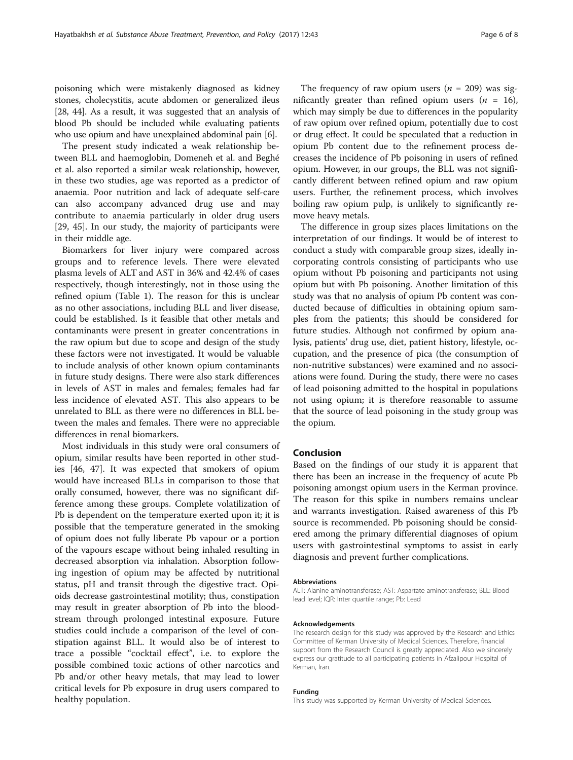poisoning which were mistakenly diagnosed as kidney stones, cholecystitis, acute abdomen or generalized ileus [28, 44]. As a result, it was suggested that an analysis of blood Pb should be included while evaluating patients who use opium and have unexplained abdominal pain [6].

The present study indicated a weak relationship between BLL and haemoglobin, Domeneh et al. and Beghé et al. also reported a similar weak relationship, however, in these two studies, age was reported as a predictor of anaemia. Poor nutrition and lack of adequate self-care can also accompany advanced drug use and may contribute to anaemia particularly in older drug users [29, 45]. In our study, the majority of participants were in their middle age.

Biomarkers for liver injury were compared across groups and to reference levels. There were elevated plasma levels of ALT and AST in 36% and 42.4% of cases respectively, though interestingly, not in those using the refined opium (Table 1). The reason for this is unclear as no other associations, including BLL and liver disease, could be established. Is it feasible that other metals and contaminants were present in greater concentrations in the raw opium but due to scope and design of the study these factors were not investigated. It would be valuable to include analysis of other known opium contaminants in future study designs. There were also stark differences in levels of AST in males and females; females had far less incidence of elevated AST. This also appears to be unrelated to BLL as there were no differences in BLL between the males and females. There were no appreciable differences in renal biomarkers.

Most individuals in this study were oral consumers of opium, similar results have been reported in other studies [46, 47]. It was expected that smokers of opium would have increased BLLs in comparison to those that orally consumed, however, there was no significant difference among these groups. Complete volatilization of Pb is dependent on the temperature exerted upon it; it is possible that the temperature generated in the smoking of opium does not fully liberate Pb vapour or a portion of the vapours escape without being inhaled resulting in decreased absorption via inhalation. Absorption following ingestion of opium may be affected by nutritional status, pH and transit through the digestive tract. Opioids decrease gastrointestinal motility; thus, constipation may result in greater absorption of Pb into the bloodstream through prolonged intestinal exposure. Future studies could include a comparison of the level of constipation against BLL. It would also be of interest to trace a possible "cocktail effect", i.e. to explore the possible combined toxic actions of other narcotics and Pb and/or other heavy metals, that may lead to lower critical levels for Pb exposure in drug users compared to healthy population.

The frequency of raw opium users ($n$ = 209) was significantly greater than refined opium users ($n$ = 16), which may simply be due to differences in the popularity of raw opium over refined opium, potentially due to cost or drug effect. It could be speculated that a reduction in opium Pb content due to the refinement process decreases the incidence of Pb poisoning in users of refined opium. However, in our groups, the BLL was not significantly different between refined opium and raw opium users. Further, the refinement process, which involves boiling raw opium pulp, is unlikely to significantly remove heavy metals.

The difference in group sizes places limitations on the interpretation of our findings. It would be of interest to conduct a study with comparable group sizes, ideally incorporating controls consisting of participants who use opium without Pb poisoning and participants not using opium but with Pb poisoning. Another limitation of this study was that no analysis of opium Pb content was conducted because of difficulties in obtaining opium samples from the patients; this should be considered for future studies. Although not confirmed by opium analysis, patients' drug use, diet, patient history, lifestyle, occupation, and the presence of pica (the consumption of non-nutritive substances) were examined and no associations were found. During the study, there were no cases of lead poisoning admitted to the hospital in populations not using opium; it is therefore reasonable to assume that the source of lead poisoning in the study group was the opium.

## Conclusion

Based on the findings of our study it is apparent that there has been an increase in the frequency of acute Pb poisoning amongst opium users in the Kerman province. The reason for this spike in numbers remains unclear and warrants investigation. Raised awareness of this Pb source is recommended. Pb poisoning should be considered among the primary differential diagnoses of opium users with gastrointestinal symptoms to assist in early diagnosis and prevent further complications.

#### Abbreviations

ALT: Alanine aminotransferase; AST: Aspartate aminotransferase; BLL: Blood lead level; IQR: Inter quartile range; Pb: Lead

#### Acknowledgements

The research design for this study was approved by the Research and Ethics Committee of Kerman University of Medical Sciences. Therefore, financial support from the Research Council is greatly appreciated. Also we sincerely express our gratitude to all participating patients in Afzalipour Hospital of Kerman, Iran.

#### Funding

This study was supported by Kerman University of Medical Sciences.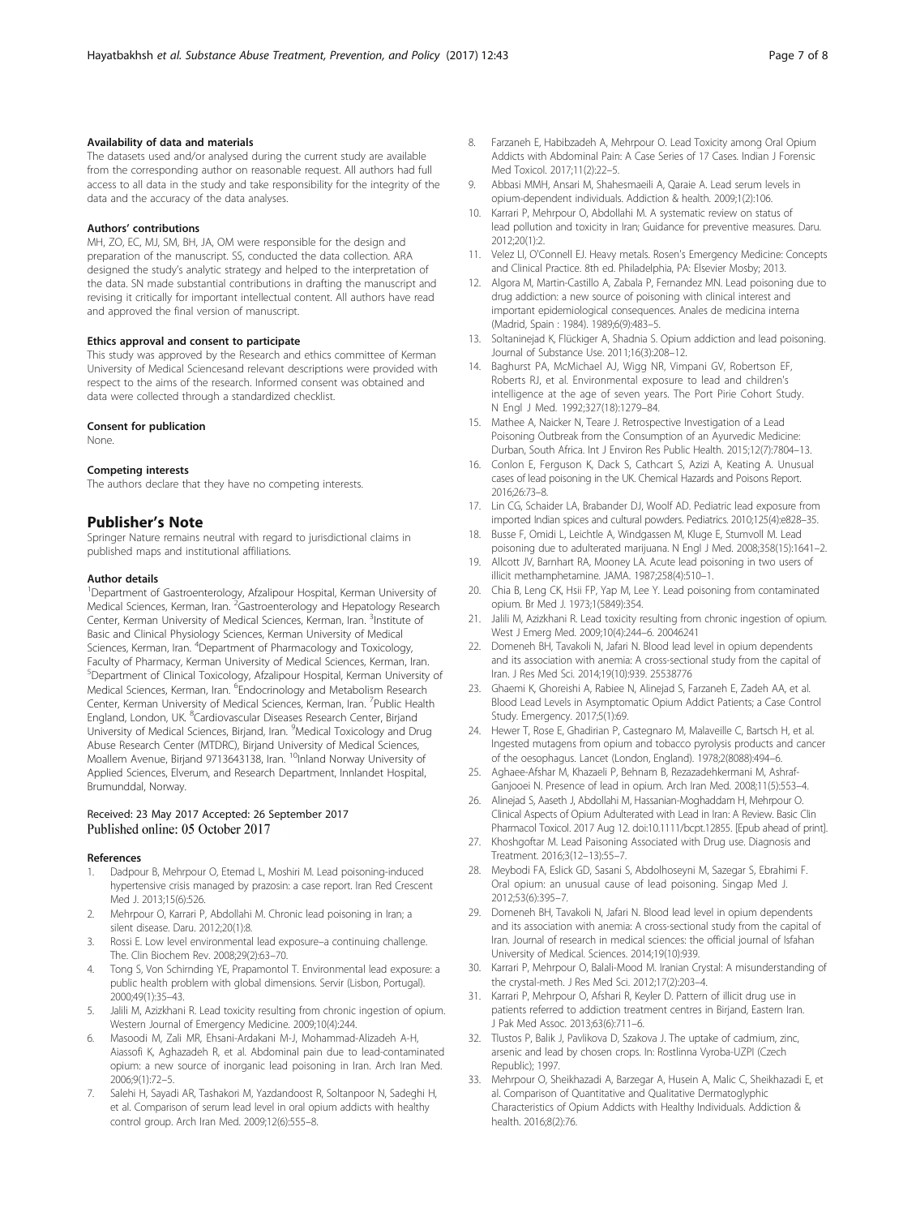#### Availability of data and materials

The datasets used and/or analysed during the current study are available from the corresponding author on reasonable request. All authors had full access to all data in the study and take responsibility for the integrity of the data and the accuracy of the data analyses.

#### Authors' contributions

MH, ZO, EC, MJ, SM, BH, JA, OM were responsible for the design and preparation of the manuscript. SS, conducted the data collection. ARA designed the study's analytic strategy and helped to the interpretation of the data. SN made substantial contributions in drafting the manuscript and revising it critically for important intellectual content. All authors have read and approved the final version of manuscript.

#### Ethics approval and consent to participate

This study was approved by the Research and ethics committee of Kerman University of Medical Sciencesand relevant descriptions were provided with respect to the aims of the research. Informed consent was obtained and data were collected through a standardized checklist.

#### Consent for publication

None.

#### Competing interests

The authors declare that they have no competing interests.

## Publisher's Note

Springer Nature remains neutral with regard to jurisdictional claims in published maps and institutional affiliations.

#### Author details

[1]Department of Gastroenterology, Afzalipour Hospital, Kerman University of Medical Sciences, Kerman, Iran. [2]Gastroenterology and Hepatology Research Center, Kerman University of Medical Sciences, Kerman, Iran. [3]Institute of Basic and Clinical Physiology Sciences, Kerman University of Medical Sciences, Kerman, Iran. [4]Department of Pharmacology and Toxicology, Faculty of Pharmacy, Kerman University of Medical Sciences, Kerman, Iran. [5]Department of Clinical Toxicology, Afzalipour Hospital, Kerman University of Medical Sciences, Kerman, Iran. [6]Endocrinology and Metabolism Research Center, Kerman University of Medical Sciences, Kerman, Iran. [7]Public Health England, London, UK. [8]Cardiovascular Diseases Research Center, Birjand University of Medical Sciences, Birjand, Iran. [9]Medical Toxicology and Drug Abuse Research Center (MTDRC), Birjand University of Medical Sciences, Moallem Avenue, Birjand 9713643138, Iran. [10]Inland Norway University of Applied Sciences, Elverum, and Research Department, Innlandet Hospital, Brumunddal, Norway.

Received: 23 May 2017 Accepted: 26 September 2017
Published online: 05 October 2017

#### References

1. Dadpour B, Mehrpour O, Etemad L, Moshiri M. Lead poisoning-induced hypertensive crisis managed by prazosin: a case report. Iran Red Crescent Med J. 2013;15(6):526.
2. Mehrpour O, Karrari P, Abdollahi M. Chronic lead poisoning in Iran; a silent disease. Daru. 2012;20(1):8.
3. Rossi E. Low level environmental lead exposure–a continuing challenge. The. Clin Biochem Rev. 2008;29(2):63–70.
4. Tong S, Von Schirnding YE, Prapamontol T. Environmental lead exposure: a public health problem with global dimensions. Servir (Lisbon, Portugal). 2000;49(1):35–43.
5. Jalili M, Azizkhani R. Lead toxicity resulting from chronic ingestion of opium. Western Journal of Emergency Medicine. 2009;10(4):244.
6. Masoodi M, Zali MR, Ehsani-Ardakani M-J, Mohammad-Alizadeh A-H, Aiassofi K, Aghazadeh R, et al. Abdominal pain due to lead-contaminated opium: a new source of inorganic lead poisoning in Iran. Arch Iran Med. 2006;9(1):72–5.
7. Salehi H, Sayadi AR, Tashakori M, Yazdandoost R, Soltanpoor N, Sadeghi H, et al. Comparison of serum lead level in oral opium addicts with healthy control group. Arch Iran Med. 2009;12(6):555–8.
8. Farzaneh E, Habibzadeh A, Mehrpour O. Lead Toxicity among Oral Opium Addicts with Abdominal Pain: A Case Series of 17 Cases. Indian J Forensic Med Toxicol. 2017;11(2):22–5.
9. Abbasi MMH, Ansari M, Shahesmaeili A, Qaraie A. Lead serum levels in opium-dependent individuals. Addiction & health. 2009;1(2):106.
10. Karrari P, Mehrpour O, Abdollahi M. A systematic review on status of lead pollution and toxicity in Iran; Guidance for preventive measures. Daru. 2012;20(1):2.
11. Velez LI, O'Connell EJ. Heavy metals. Rosen's Emergency Medicine: Concepts and Clinical Practice. 8th ed. Philadelphia, PA: Elsevier Mosby; 2013.
12. Algora M, Martin-Castillo A, Zabala P, Fernandez MN. Lead poisoning due to drug addiction: a new source of poisoning with clinical interest and important epidemiological consequences. Anales de medicina interna (Madrid, Spain : 1984). 1989;6(9):483–5.
13. Soltaninejad K, Flückiger A, Shadnia S. Opium addiction and lead poisoning. Journal of Substance Use. 2011;16(3):208–12.
14. Baghurst PA, McMichael AJ, Wigg NR, Vimpani GV, Robertson EF, Roberts RJ, et al. Environmental exposure to lead and children's intelligence at the age of seven years. The Port Pirie Cohort Study. N Engl J Med. 1992;327(18):1279–84.
15. Mathee A, Naicker N, Teare J. Retrospective Investigation of a Lead Poisoning Outbreak from the Consumption of an Ayurvedic Medicine: Durban, South Africa. Int J Environ Res Public Health. 2015;12(7):7804–13.
16. Conlon E, Ferguson K, Dack S, Cathcart S, Azizi A, Keating A. Unusual cases of lead poisoning in the UK. Chemical Hazards and Poisons Report. 2016;26:73–8.
17. Lin CG, Schaider LA, Brabander DJ, Woolf AD. Pediatric lead exposure from imported Indian spices and cultural powders. Pediatrics. 2010;125(4):e828–35.
18. Busse F, Omidi L, Leichtle A, Windgassen M, Kluge E, Stumvoll M. Lead poisoning due to adulterated marijuana. N Engl J Med. 2008;358(15):1641–2.
19. Allcott JV, Barnhart RA, Mooney LA. Acute lead poisoning in two users of illicit methamphetamine. JAMA. 1987;258(4):510–1.
20. Chia B, Leng CK, Hsii FP, Yap M, Lee Y. Lead poisoning from contaminated opium. Br Med J. 1973;1(5849):354.
21. Jalili M, Azizkhani R. Lead toxicity resulting from chronic ingestion of opium. West J Emerg Med. 2009;10(4):244–6. 20046241
22. Domeneh BH, Tavakoli N, Jafari N. Blood lead level in opium dependents and its association with anemia: A cross-sectional study from the capital of Iran. J Res Med Sci. 2014;19(10):939. 25538776
23. Ghaemi K, Ghoreishi A, Rabiee N, Alinejad S, Farzaneh E, Zadeh AA, et al. Blood Lead Levels in Asymptomatic Opium Addict Patients; a Case Control Study. Emergency. 2017;5(1):69.
24. Hewer T, Rose E, Ghadirian P, Castegnaro M, Malaveille C, Bartsch H, et al. Ingested mutagens from opium and tobacco pyrolysis products and cancer of the oesophagus. Lancet (London, England). 1978;2(8088):494–6.
25. Aghaee-Afshar M, Khazaeli P, Behnam B, Rezazadehkermani M, Ashraf-Ganjooei N. Presence of lead in opium. Arch Iran Med. 2008;11(5):553–4.
26. Alinejad S, Aaseth J, Abdollahi M, Hassanian-Moghaddam H, Mehrpour O. Clinical Aspects of Opium Adulterated with Lead in Iran: A Review. Basic Clin Pharmacol Toxicol. 2017 Aug 12. doi:10.1111/bcpt.12855. [Epub ahead of print].
27. Khoshgoftar M. Lead Paisoning Associated with Drug use. Diagnosis and Treatment. 2016;3(12–13):55–7.
28. Meybodi FA, Eslick GD, Sasani S, Abdolhoseyni M, Sazegar S, Ebrahimi F. Oral opium: an unusual cause of lead poisoning. Singap Med J. 2012;53(6):395–7.
29. Domeneh BH, Tavakoli N, Jafari N. Blood lead level in opium dependents and its association with anemia: A cross-sectional study from the capital of Iran. Journal of research in medical sciences: the official journal of Isfahan University of Medical. Sciences. 2014;19(10):939.
30. Karrari P, Mehrpour O, Balali-Mood M. Iranian Crystal: A misunderstanding of the crystal-meth. J Res Med Sci. 2012;17(2):203–4.
31. Karrari P, Mehrpour O, Afshari R, Keyler D. Pattern of illicit drug use in patients referred to addiction treatment centres in Birjand, Eastern Iran. J Pak Med Assoc. 2013;63(6):711–6.
32. Tlustos P, Balik J, Pavlikova D, Szakova J. The uptake of cadmium, zinc, arsenic and lead by chosen crops. In: Rostlinna Vyroba-UZPI (Czech Republic); 1997.
33. Mehrpour O, Sheikhazadi A, Barzegar A, Husein A, Malic C, Sheikhazadi E, et al. Comparison of Quantitative and Qualitative Dermatoglyphic Characteristics of Opium Addicts with Healthy Individuals. Addiction & health. 2016;8(2):76.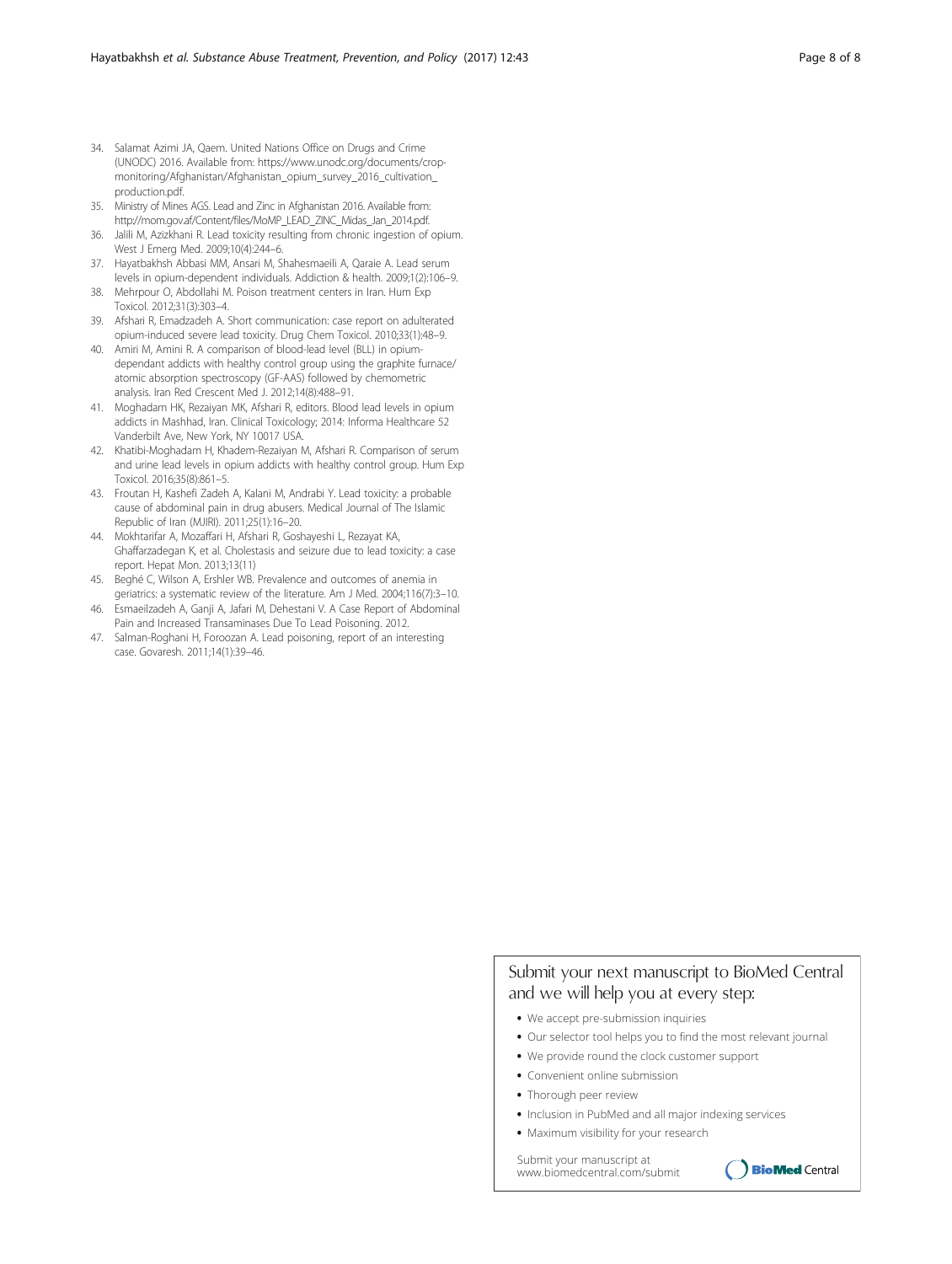34. Salamat Azimi JA, Qaem. United Nations Office on Drugs and Crime (UNODC) 2016. Available from: https://www.unodc.org/documents/crop-monitoring/Afghanistan/Afghanistan_opium_survey_2016_cultivation_production.pdf.
35. Ministry of Mines AGS. Lead and Zinc in Afghanistan 2016. Available from: http://mom.gov.af/Content/files/MoMP_LEAD_ZINC_Midas_Jan_2014.pdf.
36. Jalili M, Azizkhani R. Lead toxicity resulting from chronic ingestion of opium. West J Emerg Med. 2009;10(4):244–6.
37. Hayatbakhsh Abbasi MM, Ansari M, Shahesmaeili A, Qaraie A. Lead serum levels in opium-dependent individuals. Addiction & health. 2009;1(2):106–9.
38. Mehrpour O, Abdollahi M. Poison treatment centers in Iran. Hum Exp Toxicol. 2012;31(3):303–4.
39. Afshari R, Emadzadeh A. Short communication: case report on adulterated opium-induced severe lead toxicity. Drug Chem Toxicol. 2010;33(1):48–9.
40. Amiri M, Amini R. A comparison of blood-lead level (BLL) in opium-dependant addicts with healthy control group using the graphite furnace/ atomic absorption spectroscopy (GF-AAS) followed by chemometric analysis. Iran Red Crescent Med J. 2012;14(8):488–91.
41. Moghadam HK, Rezaiyan MK, Afshari R, editors. Blood lead levels in opium addicts in Mashhad, Iran. Clinical Toxicology; 2014: Informa Healthcare 52 Vanderbilt Ave, New York, NY 10017 USA.
42. Khatibi-Moghadam H, Khadem-Rezaiyan M, Afshari R. Comparison of serum and urine lead levels in opium addicts with healthy control group. Hum Exp Toxicol. 2016;35(8):861–5.
43. Froutan H, Kashefi Zadeh A, Kalani M, Andrabi Y. Lead toxicity: a probable cause of abdominal pain in drug abusers. Medical Journal of The Islamic Republic of Iran (MJIRI). 2011;25(1):16–20.
44. Mokhtarifar A, Mozaffari H, Afshari R, Goshayeshi L, Rezayat KA, Ghaffarzadegan K, et al. Cholestasis and seizure due to lead toxicity: a case report. Hepat Mon. 2013;13(11)
45. Beghé C, Wilson A, Ershler WB. Prevalence and outcomes of anemia in geriatrics: a systematic review of the literature. Am J Med. 2004;116(7):3–10.
46. Esmaeilzadeh A, Ganji A, Jafari M, Dehestani V. A Case Report of Abdominal Pain and Increased Transaminases Due To Lead Poisoning. 2012.
47. Salman-Roghani H, Foroozan A. Lead poisoning, report of an interesting case. Govaresh. 2011;14(1):39–46.

Submit your next manuscript to BioMed Central and we will help you at every step:

- We accept pre-submission inquiries
- Our selector tool helps you to find the most relevant journal
- We provide round the clock customer support
- Convenient online submission
- Thorough peer review
- Inclusion in PubMed and all major indexing services
- Maximum visibility for your research

Submit your manuscript at www.biomedcentral.com/submit

BioMed Central